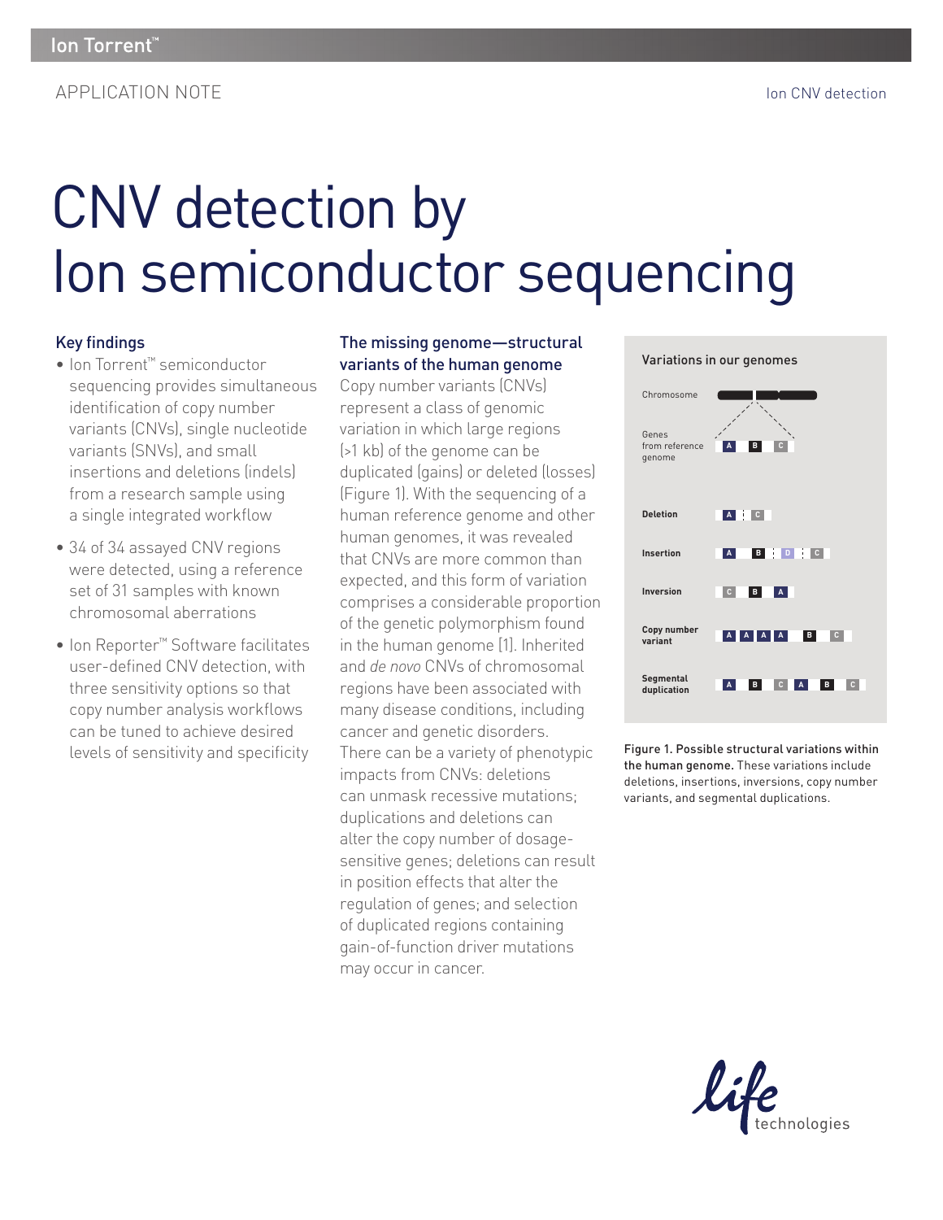APPLICATION NOTE

Ion CNV detection

# CNV detection by Ion semiconductor sequencing

## Key findings

- Ion Torrent™ semiconductor sequencing provides simultaneous identification of copy number variants (CNVs), single nucleotide variants (SNVs), and small insertions and deletions (indels) from a research sample using a single integrated workflow
- 34 of 34 assayed CNV regions were detected, using a reference set of 31 samples with known chromosomal aberrations
- Ion Reporter™ Software facilitates user-defined CNV detection, with three sensitivity options so that copy number analysis workflows can be tuned to achieve desired levels of sensitivity and specificity

## The missing genome—structural variants of the human genome

Copy number variants (CNVs) represent a class of genomic variation in which large regions (>1 kb) of the genome can be duplicated (gains) or deleted (losses) (Figure 1). With the sequencing of a human reference genome and other human genomes, it was revealed that CNVs are more common than expected, and this form of variation comprises a considerable proportion of the genetic polymorphism found in the human genome [1]. Inherited and *de novo* CNVs of chromosomal regions have been associated with many disease conditions, including cancer and genetic disorders. There can be a variety of phenotypic impacts from CNVs: deletions can unmask recessive mutations; duplications and deletions can alter the copy number of dosage-sensitive genes; deletions can result in position effects that alter the regulation of genes; and selection of duplicated regions containing gain-of-function driver mutations may occur in cancer.

Variations in our genomes

| | |
|---|---|
| Chromosome | |
| Genes from reference genome | A B C |
| **Deletion** | A C |
| **Insertion** | A B D C |
| **Inversion** | C B A |
| **Copy number variant** | A A A A B C |
| **Segmental duplication** | A B C A B C |

**Figure 1. Possible structural variations within the human genome.** These variations include deletions, insertions, inversions, copy number variants, and segmental duplications.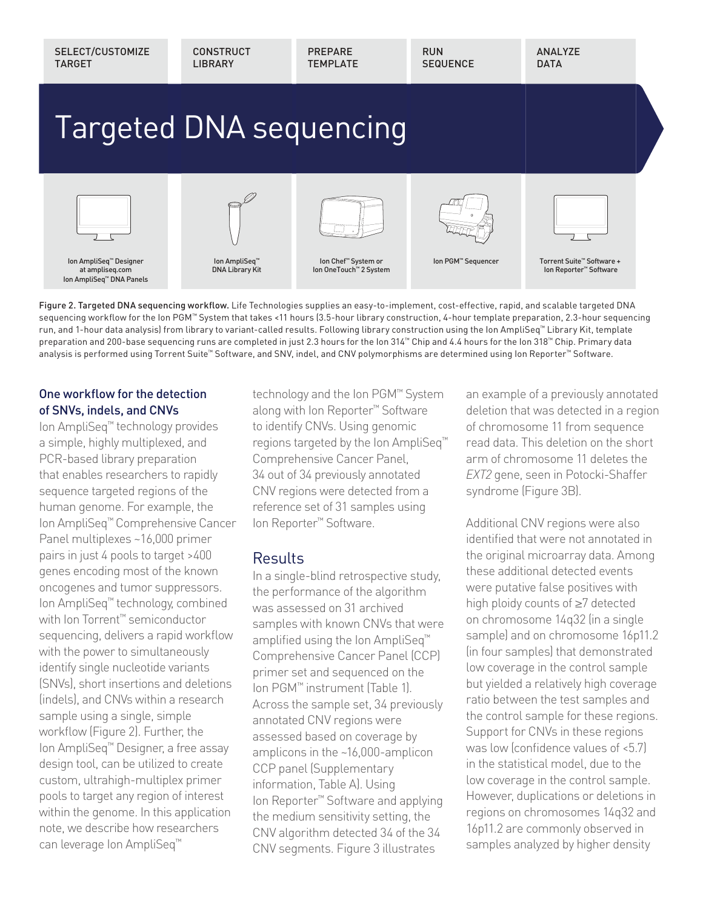SELECT/CUSTOMIZE TARGET | CONSTRUCT LIBRARY | PREPARE TEMPLATE | RUN SEQUENCE | ANALYZE DATA

# Targeted DNA sequencing

Ion AmpliSeq™ Designer at ampliseq.com Ion AmpliSeq™ DNA Panels | Ion AmpliSeq™ DNA Library Kit | Ion Chef™ System or Ion OneTouch™ 2 System | Ion PGM™ Sequencer | Torrent Suite™ Software + Ion Reporter™ Software

Figure 2. Targeted DNA sequencing workflow. Life Technologies supplies an easy-to-implement, cost-effective, rapid, and scalable targeted DNA sequencing workflow for the Ion PGM™ System that takes <11 hours (3.5-hour library construction, 4-hour template preparation, 2.3-hour sequencing run, and 1-hour data analysis) from library to variant-called results. Following library construction using the Ion AmpliSeq™ Library Kit, template preparation and 200-base sequencing runs are completed in just 2.3 hours for the Ion 314™ Chip and 4.4 hours for the Ion 318™ Chip. Primary data analysis is performed using Torrent Suite™ Software, and SNV, indel, and CNV polymorphisms are determined using Ion Reporter™ Software.

### One workflow for the detection of SNVs, indels, and CNVs

Ion AmpliSeq™ technology provides a simple, highly multiplexed, and PCR-based library preparation that enables researchers to rapidly sequence targeted regions of the human genome. For example, the Ion AmpliSeq™ Comprehensive Cancer Panel multiplexes ~16,000 primer pairs in just 4 pools to target >400 genes encoding most of the known oncogenes and tumor suppressors. Ion AmpliSeq™ technology, combined with Ion Torrent™ semiconductor sequencing, delivers a rapid workflow with the power to simultaneously identify single nucleotide variants (SNVs), short insertions and deletions (indels), and CNVs within a research sample using a single, simple workflow (Figure 2). Further, the Ion AmpliSeq™ Designer, a free assay design tool, can be utilized to create custom, ultrahigh-multiplex primer pools to target any region of interest within the genome. In this application note, we describe how researchers can leverage Ion AmpliSeq™ technology and the Ion PGM™ System along with Ion Reporter™ Software to identify CNVs. Using genomic regions targeted by the Ion AmpliSeq™ Comprehensive Cancer Panel, 34 out of 34 previously annotated CNV regions were detected from a reference set of 31 samples using Ion Reporter™ Software.

## Results

In a single-blind retrospective study, the performance of the algorithm was assessed on 31 archived samples with known CNVs that were amplified using the Ion AmpliSeq™ Comprehensive Cancer Panel (CCP) primer set and sequenced on the Ion PGM™ instrument (Table 1). Across the sample set, 34 previously annotated CNV regions were assessed based on coverage by amplicons in the ~16,000-amplicon CCP panel (Supplementary information, Table A). Using Ion Reporter™ Software and applying the medium sensitivity setting, the CNV algorithm detected 34 of the 34 CNV segments. Figure 3 illustrates an example of a previously annotated deletion that was detected in a region of chromosome 11 from sequence read data. This deletion on the short arm of chromosome 11 deletes the *EXT2* gene, seen in Potocki-Shaffer syndrome (Figure 3B).

Additional CNV regions were also identified that were not annotated in the original microarray data. Among these additional detected events were putative false positives with high ploidy counts of ≥7 detected on chromosome 14q32 (in a single sample) and on chromosome 16p11.2 (in four samples) that demonstrated low coverage in the control sample but yielded a relatively high coverage ratio between the test samples and the control sample for these regions. Support for CNVs in these regions was low (confidence values of <5.7) in the statistical model, due to the low coverage in the control sample. However, duplications or deletions in regions on chromosomes 14q32 and 16p11.2 are commonly observed in samples analyzed by higher density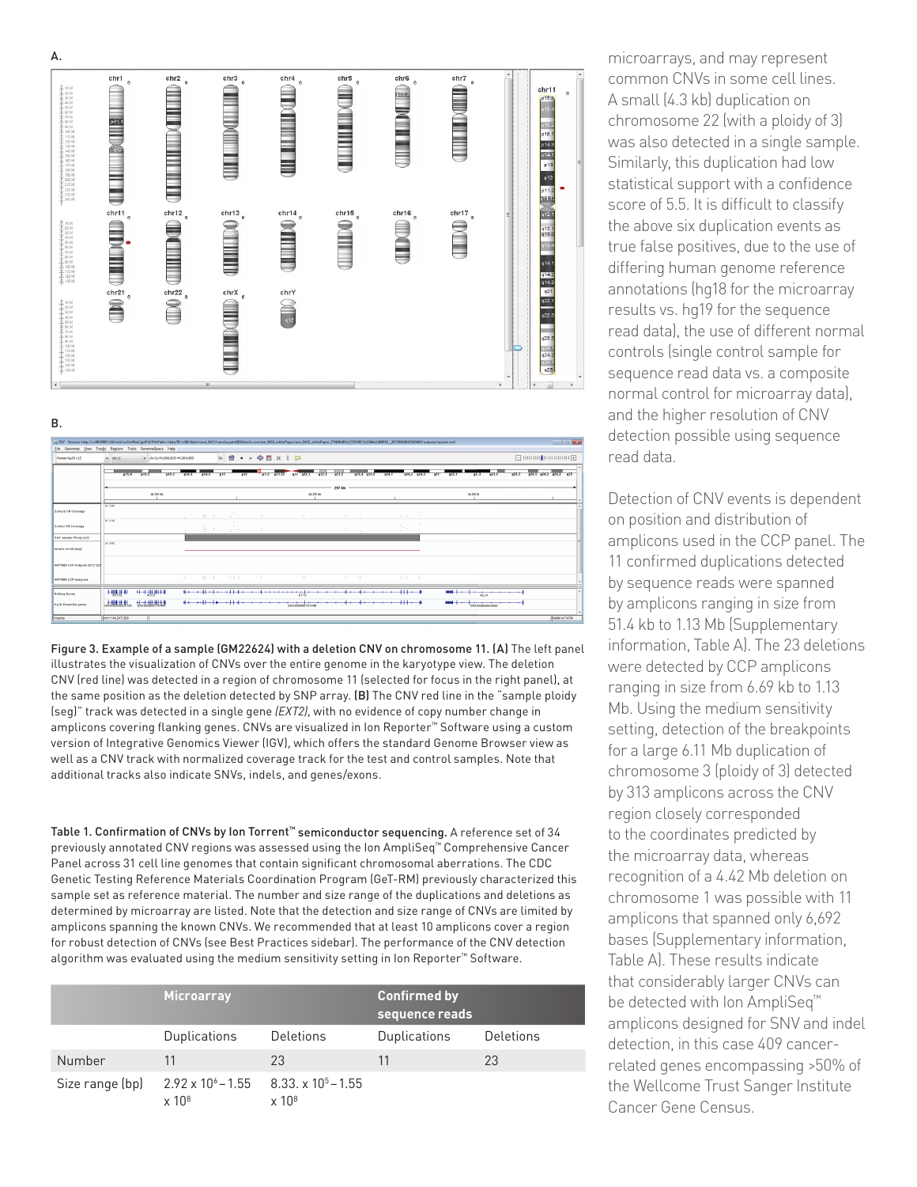A.

B.

Figure 3. Example of a sample (GM22624) with a deletion CNV on chromosome 11. (A) The left panel illustrates the visualization of CNVs over the entire genome in the karyotype view. The deletion CNV (red line) was detected in a region of chromosome 11 (selected for focus in the right panel), at the same position as the deletion detected by SNP array. (B) The CNV red line in the "sample ploidy (seg)" track was detected in a single gene (*EXT2*), with no evidence of copy number change in amplicons covering flanking genes. CNVs are visualized in Ion Reporter™ Software using a custom version of Integrative Genomics Viewer (IGV), which offers the standard Genome Browser view as well as a CNV track with normalized coverage track for the test and control samples. Note that additional tracks also indicate SNVs, indels, and genes/exons.

Table 1. Confirmation of CNVs by Ion Torrent™ semiconductor sequencing. A reference set of 34 previously annotated CNV regions was assessed using the Ion AmpliSeq™ Comprehensive Cancer Panel across 31 cell line genomes that contain significant chromosomal aberrations. The CDC Genetic Testing Reference Materials Coordination Program (GeT-RM) previously characterized this sample set as reference material. The number and size range of the duplications and deletions as determined by microarray are listed. Note that the detection and size range of CNVs are limited by amplicons spanning the known CNVs. We recommended that at least 10 amplicons cover a region for robust detection of CNVs (see Best Practices sidebar). The performance of the CNV detection algorithm was evaluated using the medium sensitivity setting in Ion Reporter™ Software.

| | Microarray | | Confirmed by sequence reads | |
|---|---|---|---|---|
| | Duplications | Deletions | Duplications | Deletions |
| Number | 11 | 23 | 11 | 23 |
| Size range (bp) | $2.92 \times 10^6 – 1.55 \times 10^8$ | $8.33. \times 10^5 – 1.55 \times 10^8$ | | |

microarrays, and may represent common CNVs in some cell lines. A small (4.3 kb) duplication on chromosome 22 (with a ploidy of 3) was also detected in a single sample. Similarly, this duplication had low statistical support with a confidence score of 5.5. It is difficult to classify the above six duplication events as true false positives, due to the use of differing human genome reference annotations (hg18 for the microarray results vs. hg19 for the sequence read data), the use of different normal controls (single control sample for sequence read data vs. a composite normal control for microarray data), and the higher resolution of CNV detection possible using sequence read data.

Detection of CNV events is dependent on position and distribution of amplicons used in the CCP panel. The 11 confirmed duplications detected by sequence reads were spanned by amplicons ranging in size from 51.4 kb to 1.13 Mb (Supplementary information, Table A). The 23 deletions were detected by CCP amplicons ranging in size from 6.69 kb to 1.13 Mb. Using the medium sensitivity setting, detection of the breakpoints for a large 6.11 Mb duplication of chromosome 3 (ploidy of 3) detected by 313 amplicons across the CNV region closely corresponded to the coordinates predicted by the microarray data, whereas recognition of a 4.42 Mb deletion on chromosome 1 was possible with 11 amplicons that spanned only 6,692 bases (Supplementary information, Table A). These results indicate that considerably larger CNVs can be detected with Ion AmpliSeq™ amplicons designed for SNV and indel detection, in this case 409 cancer-related genes encompassing >50% of the Wellcome Trust Sanger Institute Cancer Gene Census.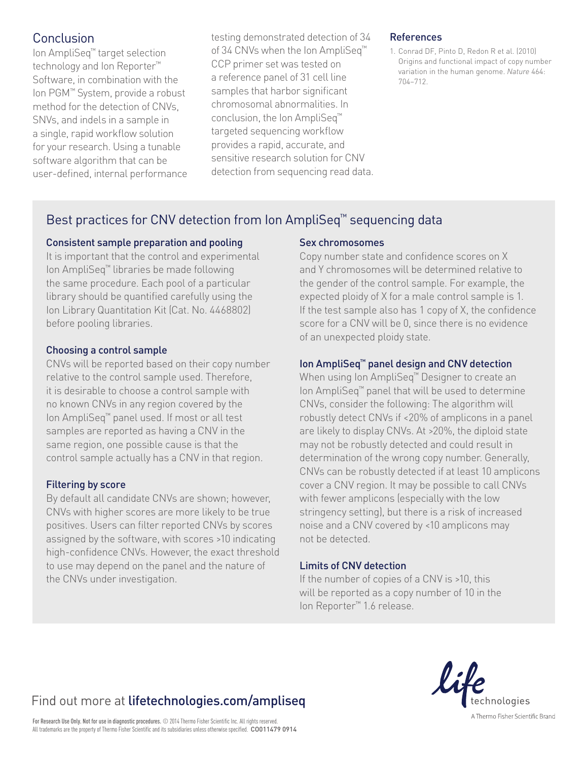## Conclusion

Ion AmpliSeq™ target selection technology and Ion Reporter™ Software, in combination with the Ion PGM™ System, provide a robust method for the detection of CNVs, SNVs, and indels in a sample in a single, rapid workflow solution for your research. Using a tunable software algorithm that can be user-defined, internal performance testing demonstrated detection of 34 of 34 CNVs when the Ion AmpliSeq™ CCP primer set was tested on a reference panel of 31 cell line samples that harbor significant chromosomal abnormalities. In conclusion, the Ion AmpliSeq™ targeted sequencing workflow provides a rapid, accurate, and sensitive research solution for CNV detection from sequencing read data.

## References

1. Conrad DF, Pinto D, Redon R et al. (2010) Origins and functional impact of copy number variation in the human genome. *Nature* 464: 704–712.

## Best practices for CNV detection from Ion AmpliSeq™ sequencing data

### Consistent sample preparation and pooling

It is important that the control and experimental Ion AmpliSeq™ libraries be made following the same procedure. Each pool of a particular library should be quantified carefully using the Ion Library Quantitation Kit (Cat. No. 4468802) before pooling libraries.

### Choosing a control sample

CNVs will be reported based on their copy number relative to the control sample used. Therefore, it is desirable to choose a control sample with no known CNVs in any region covered by the Ion AmpliSeq™ panel used. If most or all test samples are reported as having a CNV in the same region, one possible cause is that the control sample actually has a CNV in that region.

### Filtering by score

By default all candidate CNVs are shown; however, CNVs with higher scores are more likely to be true positives. Users can filter reported CNVs by scores assigned by the software, with scores >10 indicating high-confidence CNVs. However, the exact threshold to use may depend on the panel and the nature of the CNVs under investigation.

### Sex chromosomes

Copy number state and confidence scores on X and Y chromosomes will be determined relative to the gender of the control sample. For example, the expected ploidy of X for a male control sample is 1. If the test sample also has 1 copy of X, the confidence score for a CNV will be 0, since there is no evidence of an unexpected ploidy state.

### Ion AmpliSeq™ panel design and CNV detection

When using Ion AmpliSeq™ Designer to create an Ion AmpliSeq™ panel that will be used to determine CNVs, consider the following: The algorithm will robustly detect CNVs if <20% of amplicons in a panel are likely to display CNVs. At >20%, the diploid state may not be robustly detected and could result in determination of the wrong copy number. Generally, CNVs can be robustly detected if at least 10 amplicons cover a CNV region. It may be possible to call CNVs with fewer amplicons (especially with the low stringency setting), but there is a risk of increased noise and a CNV covered by <10 amplicons may not be detected.

### Limits of CNV detection

If the number of copies of a CNV is >10, this will be reported as a copy number of 10 in the Ion Reporter™ 1.6 release.

Find out more at **lifetechnologies.com/ampliseq**

**For Research Use Only. Not for use in diagnostic procedures.** © 2014 Thermo Fisher Scientific Inc. All rights reserved. All trademarks are the property of Thermo Fisher Scientific and its subsidiaries unless otherwise specified. **CO011479 0914**

life technologies
A Thermo Fisher Scientific Brand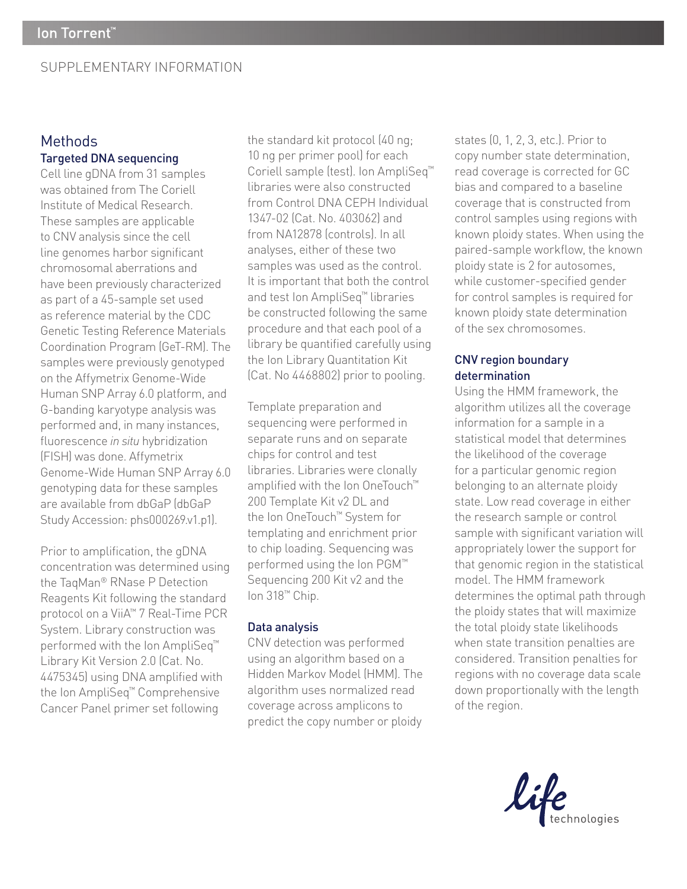SUPPLEMENTARY INFORMATION

# Methods

## Targeted DNA sequencing

Cell line gDNA from 31 samples was obtained from The Coriell Institute of Medical Research. These samples are applicable to CNV analysis since the cell line genomes harbor significant chromosomal aberrations and have been previously characterized as part of a 45-sample set used as reference material by the CDC Genetic Testing Reference Materials Coordination Program (GeT-RM). The samples were previously genotyped on the Affymetrix Genome-Wide Human SNP Array 6.0 platform, and G-banding karyotype analysis was performed and, in many instances, fluorescence *in situ* hybridization (FISH) was done. Affymetrix Genome-Wide Human SNP Array 6.0 genotyping data for these samples are available from dbGaP (dbGaP Study Accession: phs000269.v1.p1).

Prior to amplification, the gDNA concentration was determined using the TaqMan® RNase P Detection Reagents Kit following the standard protocol on a ViiA™ 7 Real-Time PCR System. Library construction was performed with the Ion AmpliSeq™ Library Kit Version 2.0 (Cat. No. 4475345) using DNA amplified with the Ion AmpliSeq™ Comprehensive Cancer Panel primer set following the standard kit protocol (40 ng; 10 ng per primer pool) for each Coriell sample (test). Ion AmpliSeq™ libraries were also constructed from Control DNA CEPH Individual 1347-02 (Cat. No. 403062) and from NA12878 (controls). In all analyses, either of these two samples was used as the control. It is important that both the control and test Ion AmpliSeq™ libraries be constructed following the same procedure and that each pool of a library be quantified carefully using the Ion Library Quantitation Kit (Cat. No 4468802) prior to pooling.

Template preparation and sequencing were performed in separate runs and on separate chips for control and test libraries. Libraries were clonally amplified with the Ion OneTouch™ 200 Template Kit v2 DL and the Ion OneTouch™ System for templating and enrichment prior to chip loading. Sequencing was performed using the Ion PGM™ Sequencing 200 Kit v2 and the Ion 318™ Chip.

## Data analysis

CNV detection was performed using an algorithm based on a Hidden Markov Model (HMM). The algorithm uses normalized read coverage across amplicons to predict the copy number or ploidy states (0, 1, 2, 3, etc.). Prior to copy number state determination, read coverage is corrected for GC bias and compared to a baseline coverage that is constructed from control samples using regions with known ploidy states. When using the paired-sample workflow, the known ploidy state is 2 for autosomes, while customer-specified gender for control samples is required for known ploidy state determination of the sex chromosomes.

## CNV region boundary determination

Using the HMM framework, the algorithm utilizes all the coverage information for a sample in a statistical model that determines the likelihood of the coverage for a particular genomic region belonging to an alternate ploidy state. Low read coverage in either the research sample or control sample with significant variation will appropriately lower the support for that genomic region in the statistical model. The HMM framework determines the optimal path through the ploidy states that will maximize the total ploidy state likelihoods when state transition penalties are considered. Transition penalties for regions with no coverage data scale down proportionally with the length of the region.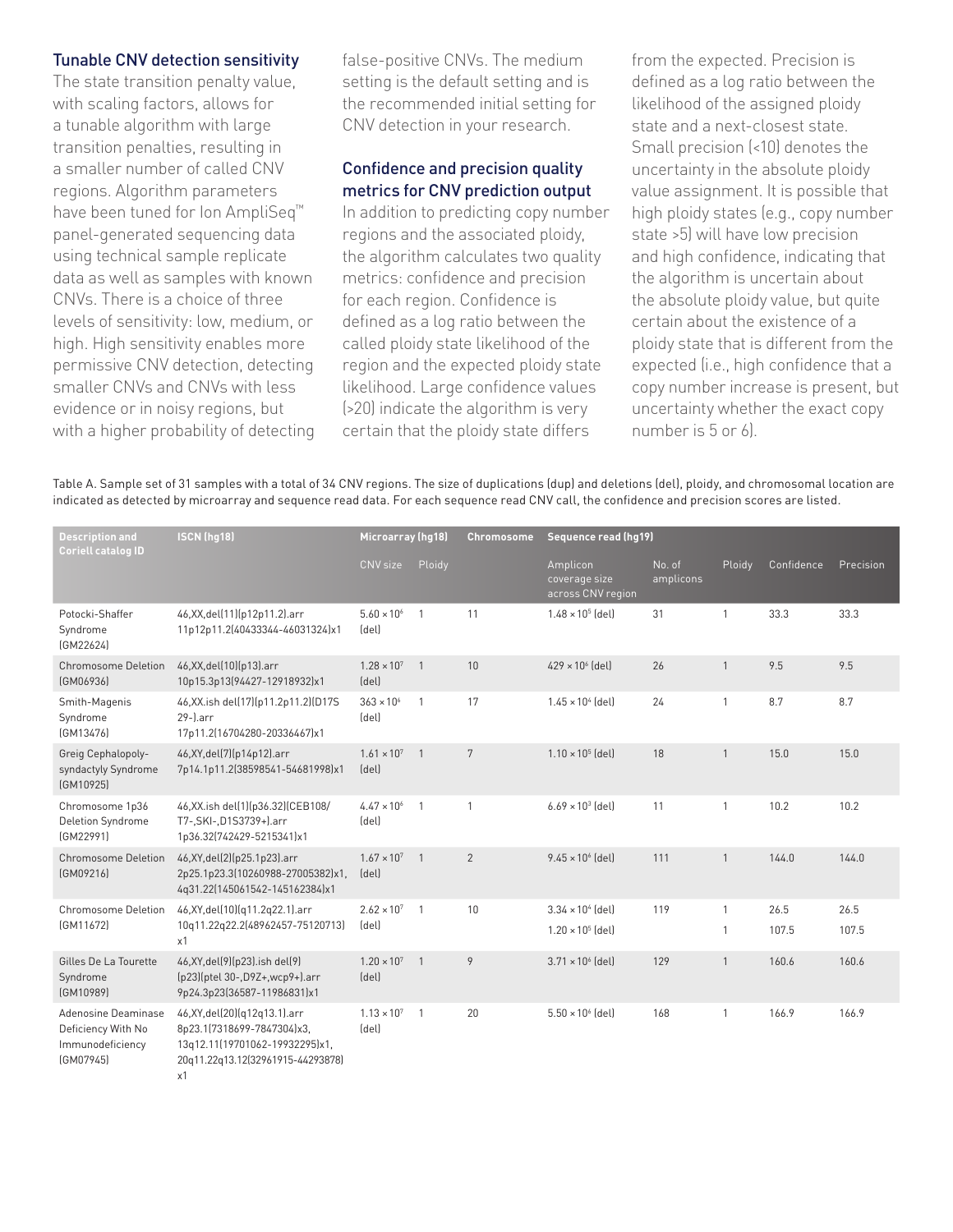### Tunable CNV detection sensitivity

The state transition penalty value, with scaling factors, allows for a tunable algorithm with large transition penalties, resulting in a smaller number of called CNV regions. Algorithm parameters have been tuned for Ion AmpliSeq™ panel-generated sequencing data using technical sample replicate data as well as samples with known CNVs. There is a choice of three levels of sensitivity: low, medium, or high. High sensitivity enables more permissive CNV detection, detecting smaller CNVs and CNVs with less evidence or in noisy regions, but with a higher probability of detecting false-positive CNVs. The medium setting is the default setting and is the recommended initial setting for CNV detection in your research.

### Confidence and precision quality metrics for CNV prediction output

In addition to predicting copy number regions and the associated ploidy, the algorithm calculates two quality metrics: confidence and precision for each region. Confidence is defined as a log ratio between the called ploidy state likelihood of the region and the expected ploidy state likelihood. Large confidence values (>20) indicate the algorithm is very certain that the ploidy state differs from the expected. Precision is defined as a log ratio between the likelihood of the assigned ploidy state and a next-closest state. Small precision (<10) denotes the uncertainty in the absolute ploidy value assignment. It is possible that high ploidy states (e.g., copy number state >5) will have low precision and high confidence, indicating that the algorithm is uncertain about the absolute ploidy value, but quite certain about the existence of a ploidy state that is different from the expected (i.e., high confidence that a copy number increase is present, but uncertainty whether the exact copy number is 5 or 6).

Table A. Sample set of 31 samples with a total of 34 CNV regions. The size of duplications (dup) and deletions (del), ploidy, and chromosomal location are indicated as detected by microarray and sequence read data. For each sequence read CNV call, the confidence and precision scores are listed.

| Description and Coriell catalog ID | ISCN (hg18) | Microarray (hg18) | | Chromosome | Sequence read (hg19) | | | | |
|---|---|---|---|---|---|---|---|---|---|
| | | CNV size | Ploidy | | Amplicon coverage size across CNV region | No. of amplicons | Ploidy | Confidence | Precision |
| Potocki-Shaffer Syndrome (GM22624) | 46,XX,del(11)(p12p11.2).arr 11p12p11.2(40433344-46031324)x1 | $5.60 \times 10^6$ (del) | 1 | 11 | $1.48 \times 10^5$ (del) | 31 | 1 | 33.3 | 33.3 |
| Chromosome Deletion (GM06936) | 46,XX,del(10)(p13).arr 10p15.3p13(94427-12918932)x1 | $1.28 \times 10^7$ (del) | 1 | 10 | $429 \times 10^6$ (del) | 26 | 1 | 9.5 | 9.5 |
| Smith-Magenis Syndrome (GM13476) | 46,XX.ish del(17)(p11.2p11.2)(D17S 29-).arr 17p11.2(16704280-20336467)x1 | $363 \times 10^6$ (del) | 1 | 17 | $1.45 \times 10^4$ (del) | 24 | 1 | 8.7 | 8.7 |
| Greig Cephalopoly-syndactyly Syndrome (GM10925) | 46,XY,del(7)(p14p12).arr 7p14.1p11.2(38598541-54681998)x1 | $1.61 \times 10^7$ (del) | 1 | 7 | $1.10 \times 10^5$ (del) | 18 | 1 | 15.0 | 15.0 |
| Chromosome 1p36 Deletion Syndrome (GM22991) | 46,XX.ish del(1)(p36.32)(CEB108/ T7-,SKI-,D1S3739+).arr 1p36.32(742429-5215341)x1 | $4.47 \times 10^6$ (del) | 1 | 1 | $6.69 \times 10^3$ (del) | 11 | 1 | 10.2 | 10.2 |
| Chromosome Deletion (GM09216) | 46,XY,del(2)(p25.1p23).arr 2p25.1p23.3(10260988-27005382)x1, 4q31.22(145061542-145162384)x1 | $1.67 \times 10^7$ (del) | 1 | 2 | $9.45 \times 10^6$ (del) | 111 | 1 | 144.0 | 144.0 |
| Chromosome Deletion (GM11672) | 46,XY,del(10)(q11.2q22.1).arr 10q11.22q22.2(48962457-75120713) x1 | $2.62 \times 10^7$ (del) | 1 | 10 | $3.34 \times 10^4$ (del) | 119 | 1 | 26.5 | 26.5 |
| | | | | | $1.20 \times 10^5$ (del) | | 1 | 107.5 | 107.5 |
| Gilles De La Tourette Syndrome (GM10989) | 46,XY,del(9)(p23).ish del(9) (p23)(ptel 30-,D9Z+,wcp9+).arr 9p24.3p23(36587-11986831)x1 | $1.20 \times 10^7$ (del) | 1 | 9 | $3.71 \times 10^6$ (del) | 129 | 1 | 160.6 | 160.6 |
| Adenosine Deaminase Deficiency With No Immunodeficiency (GM07945) | 46,XY,del(20)(q12q13.1).arr 8p23.1(7318699-7847304)x3, 13q12.11(19701062-19932295)x1, 20q11.22q13.12(32961915-44293878) x1 | $1.13 \times 10^7$ (del) | 1 | 20 | $5.50 \times 10^6$ (del) | 168 | 1 | 166.9 | 166.9 |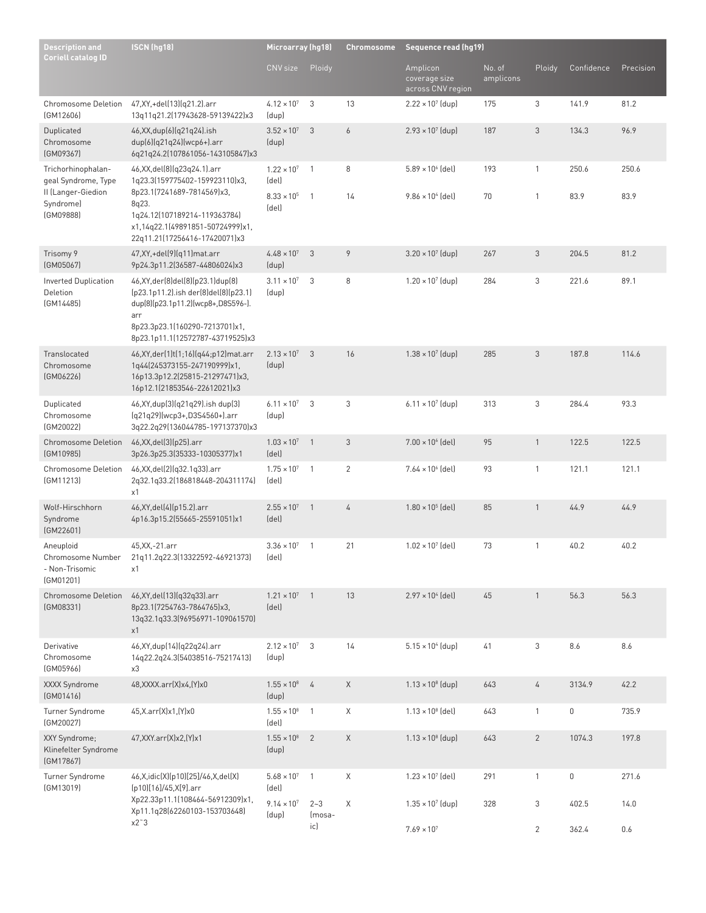| Description and Coriell catalog ID | ISCN (hg18) | Microarray (hg18) | | Chromosome | Sequence read (hg19) | | | | |
|---|---|---|---|---|---|---|---|---|---|
| | | CNV size | Ploidy | | Amplicon coverage size across CNV region | No. of amplicons | Ploidy | Confidence | Precision |
| Chromosome Deletion (GM12606) | 47,XY,+del(13)(q21.2).arr 13q11q21.2(17943628-59139422)x3 | $4.12 \times 10^7$ (dup) | 3 | 13 | $2.22 \times 10^7$ (dup) | 175 | 3 | 141.9 | 81.2 |
| Duplicated Chromosome (GM09367) | 46,XX,dup(6)(q21q24).ish dup(6)(q21q24)(wcp6+).arr 6q21q24.2(107861056-143105847)x3 | $3.52 \times 10^7$ (dup) | 3 | 6 | $2.93 \times 10^7$ (dup) | 187 | 3 | 134.3 | 96.9 |
| Trichorhinophalangeal Syndrome, Type II (Langer-Giedion Syndrome) (GM09888) | 46,XX,del(8)(q23q24.1).arr 1q23.3(159775402-159923110)x3, 8p23.1(7241689-7814569)x3, 8q23. 1q24.12(107189214-119363784) x1,14q22.1(49891851-50724999)x1, 22q11.21(17256416-17420071)x3 | $1.22 \times 10^7$ (del) | 1 | 8 | $5.89 \times 10^6$ (del) | 193 | 1 | 250.6 | 250.6 |
| | | $8.33 \times 10^5$ (del) | 1 | 14 | $9.86 \times 10^4$ (del) | 70 | 1 | 83.9 | 83.9 |
| Trisomy 9 (GM05067) | 47,XY,+del(9)(q11)mat.arr 9p24.3p11.2(36587-44806024)x3 | $4.48 \times 10^7$ (dup) | 3 | 9 | $3.20 \times 10^7$ (dup) | 267 | 3 | 204.5 | 81.2 |
| Inverted Duplication Deletion (GM14485) | 46,XY,der(8)del(8)(p23.1)dup(8)(p23.1p11.2).ish der(8)del(8)(p23.1)dup(8)(p23.1p11.2)(wcp8+,D8S596-).arr 8p23.3p23.1(160290-7213701)x1, 8p23.1p11.1(12572787-43719525)x3 | $3.11 \times 10^7$ (dup) | 3 | 8 | $1.20 \times 10^7$ (dup) | 284 | 3 | 221.6 | 89.1 |
| Translocated Chromosome (GM06226) | 46,XY,der(1)t(1;16)(q44;p12)mat.arr 1q44(245373155-247190999)x1, 16p13.3p12.2(25815-21297471)x3, 16p12.1(21853546-22612021)x3 | $2.13 \times 10^7$ (dup) | 3 | 16 | $1.38 \times 10^7$ (dup) | 285 | 3 | 187.8 | 114.6 |
| Duplicated Chromosome (GM20022) | 46,XY,dup(3)(q21q29).ish dup(3)(q21q29)(wcp3+,D3S4560+).arr 3q22.2q29(136044785-197137370)x3 | $6.11 \times 10^7$ (dup) | 3 | 3 | $6.11 \times 10^7$ (dup) | 313 | 3 | 284.4 | 93.3 |
| Chromosome Deletion (GM10985) | 46,XX,del(3)(p25).arr 3p26.3p25.3(35333-10305377)x1 | $1.03 \times 10^7$ (del) | 1 | 3 | $7.00 \times 10^6$ (del) | 95 | 1 | 122.5 | 122.5 |
| Chromosome Deletion (GM11213) | 46,XX,del(2)(q32.1q33).arr 2q32.1q33.2(186818448-204311174) x1 | $1.75 \times 10^7$ (del) | 1 | 2 | $7.64 \times 10^6$ (del) | 93 | 1 | 121.1 | 121.1 |
| Wolf-Hirschhorn Syndrome (GM22601) | 46,XY,del(4)(p15.2).arr 4p16.3p15.2(55665-25591051)x1 | $2.55 \times 10^7$ (del) | 1 | 4 | $1.80 \times 10^5$ (del) | 85 | 1 | 44.9 | 44.9 |
| Aneuploid Chromosome Number - Non-Trisomic (GM01201) | 45,XX,-21.arr 21q11.2q22.3(13322592-46921373) x1 | $3.36 \times 10^7$ (del) | 1 | 21 | $1.02 \times 10^7$ (del) | 73 | 1 | 40.2 | 40.2 |
| Chromosome Deletion (GM08331) | 46,XY,del(13)(q32q33).arr 8p23.1(7254763-7864765)x3, 13q32.1q33.3(96956971-109061570) x1 | $1.21 \times 10^7$ (del) | 1 | 13 | $2.97 \times 10^4$ (del) | 45 | 1 | 56.3 | 56.3 |
| Derivative Chromosome (GM05966) | 46,XY,dup(14)(q22q24).arr 14q22.2q24.3(54038516-75217413) x3 | $2.12 \times 10^7$ (dup) | 3 | 14 | $5.15 \times 10^4$ (dup) | 41 | 3 | 8.6 | 8.6 |
| XXXX Syndrome (GM01416) | 48,XXXX.arr(X)x4,(Y)x0 | $1.55 \times 10^8$ (dup) | 4 | X | $1.13 \times 10^8$ (dup) | 643 | 4 | 3134.9 | 42.2 |
| Turner Syndrome (GM20027) | 45,X.arr(X)x1,(Y)x0 | $1.55 \times 10^8$ (del) | 1 | X | $1.13 \times 10^8$ (del) | 643 | 1 | 0 | 735.9 |
| XXY Syndrome; Klinefelter Syndrome (GM17867) | 47,XXY.arr(X)x2,(Y)x1 | $1.55 \times 10^8$ (dup) | 2 | X | $1.13 \times 10^8$ (dup) | 643 | 2 | 1074.3 | 197.8 |
| Turner Syndrome (GM13019) | 46,X,idic(X)(p10)[25]/46,X,del(X)(p10)[16]/45,X[9].arr Xp22.33p11.1(108464-56912309)x1, Xp11.1q28(62260103-153703648) x2~3 | $5.68 \times 10^7$ (del) | 1 | X | $1.23 \times 10^7$ (del) | 291 | 1 | 0 | 271.6 |
| | | $9.14 \times 10^7$ (dup) | 2–3 (mosaic) | X | $1.35 \times 10^7$ (dup) | 328 | 3 | 402.5 | 14.0 |
| | | | | | $7.69 \times 10^7$ | | 2 | 362.4 | 0.6 |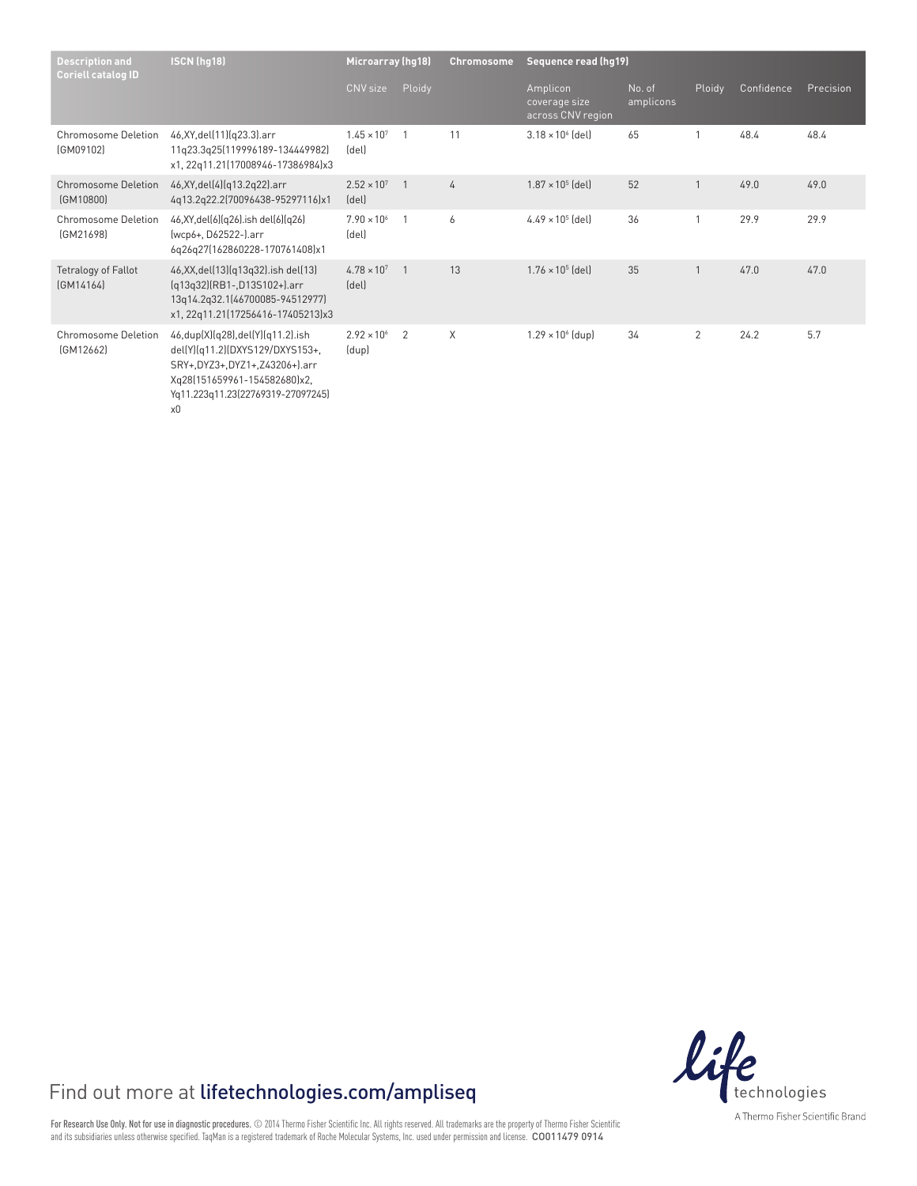| Description and Coriell catalog ID | ISCN (hg18) | Microarray (hg18) | | Chromosome | Sequence read (hg19) | | | | |
|---|---|---|---|---|---|---|---|---|---|
| | | CNV size | Ploidy | | Amplicon coverage size across CNV region | No. of amplicons | Ploidy | Confidence | Precision |
| Chromosome Deletion (GM09102) | 46,XY,del(11)(q23.3).arr 11q23.3q25(119996189-134449982) x1, 22q11.21(17008946-17386984)x3 | $1.45 \times 10^7$ (del) | 1 | 11 | $3.18 \times 10^6$ (del) | 65 | 1 | 48.4 | 48.4 |
| Chromosome Deletion (GM10800) | 46,XY,del(4)(q13.2q22).arr 4q13.2q22.2(70096438-95297116)x1 | $2.52 \times 10^7$ (del) | 1 | 4 | $1.87 \times 10^5$ (del) | 52 | 1 | 49.0 | 49.0 |
| Chromosome Deletion (GM21698) | 46,XY,del(6)(q26).ish del(6)(q26) (wcp6+, D62522-).arr 6q26q27(162860228-170761408)x1 | $7.90 \times 10^6$ (del) | 1 | 6 | $4.49 \times 10^5$ (del) | 36 | 1 | 29.9 | 29.9 |
| Tetralogy of Fallot (GM14164) | 46,XX,del(13)(q13q32).ish del(13) (q13q32)(RB1-,D13S102+).arr 13q14.2q32.1(46700085-94512977) x1, 22q11.21(17256416-17405213)x3 | $4.78 \times 10^7$ (del) | 1 | 13 | $1.76 \times 10^5$ (del) | 35 | 1 | 47.0 | 47.0 |
| Chromosome Deletion (GM12662) | 46,dup(X)(q28),del(Y)(q11.2).ish del(Y)(q11.2)(DXYS129/DXYS153+, SRY+,DYZ3+,DYZ1+,Z43206+).arr Xq28(151659961-154582680)x2, Yq11.223q11.23(22769319-27097245) x0 | $2.92 \times 10^6$ (dup) | 2 | X | $1.29 \times 10^6$ (dup) | 34 | 2 | 24.2 | 5.7 |

Find out more at **lifetechnologies.com/ampliseq**

life technologies

A Thermo Fisher Scientific Brand

**For Research Use Only. Not for use in diagnostic procedures.** © 2014 Thermo Fisher Scientific Inc. All rights reserved. All trademarks are the property of Thermo Fisher Scientific and its subsidiaries unless otherwise specified. TaqMan is a registered trademark of Roche Molecular Systems, Inc. used under permission and license. **CO011479 0914**